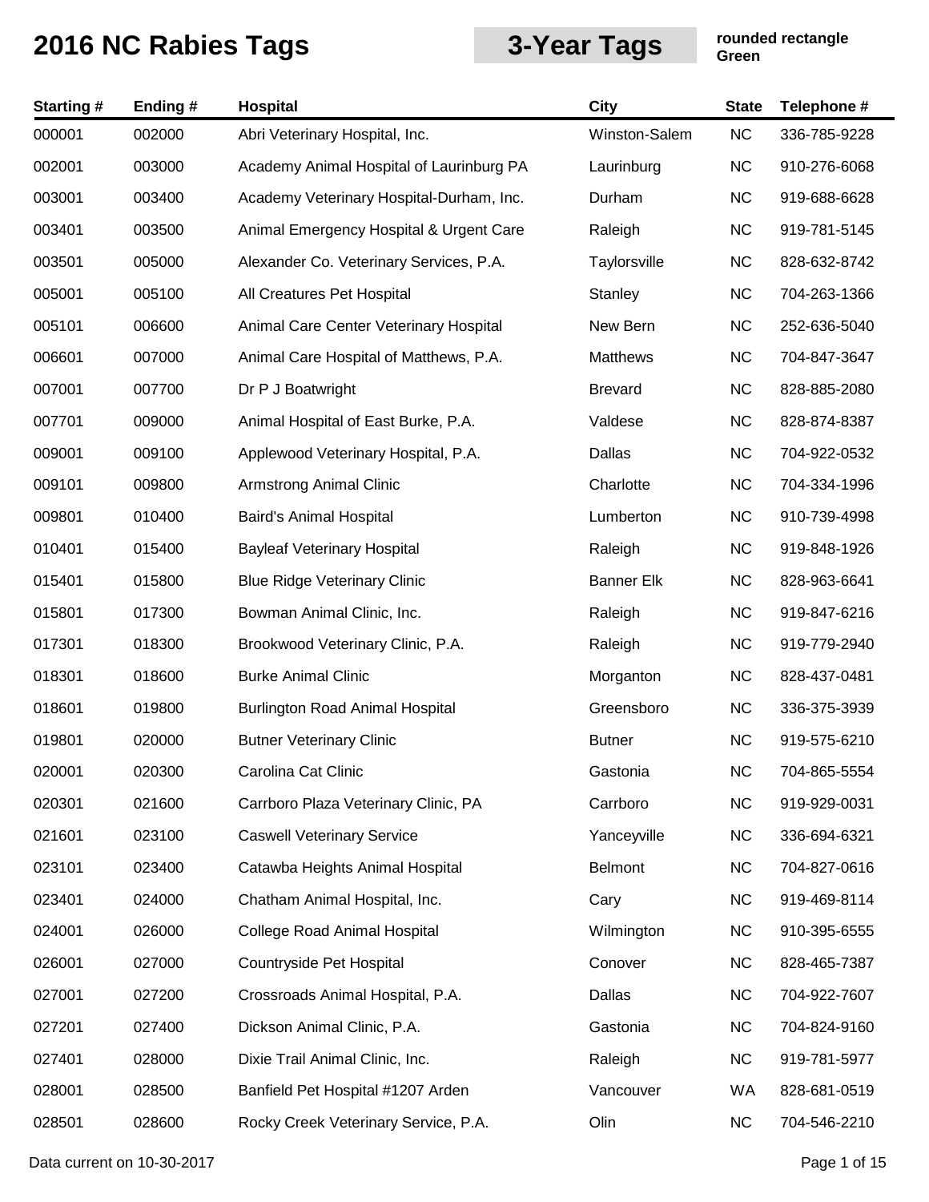# 2016 NC Rabies Tags

## 3-Year Tags

**rounded rectangle**
**Green**

| Starting # | Ending # | Hospital | City | State | Telephone # |
|---|---|---|---|---|---|
| 000001 | 002000 | Abri Veterinary Hospital, Inc. | Winston-Salem | NC | 336-785-9228 |
| 002001 | 003000 | Academy Animal Hospital of Laurinburg PA | Laurinburg | NC | 910-276-6068 |
| 003001 | 003400 | Academy Veterinary Hospital-Durham, Inc. | Durham | NC | 919-688-6628 |
| 003401 | 003500 | Animal Emergency Hospital & Urgent Care | Raleigh | NC | 919-781-5145 |
| 003501 | 005000 | Alexander Co. Veterinary Services, P.A. | Taylorsville | NC | 828-632-8742 |
| 005001 | 005100 | All Creatures Pet Hospital | Stanley | NC | 704-263-1366 |
| 005101 | 006600 | Animal Care Center Veterinary Hospital | New Bern | NC | 252-636-5040 |
| 006601 | 007000 | Animal Care Hospital of Matthews, P.A. | Matthews | NC | 704-847-3647 |
| 007001 | 007700 | Dr P J Boatwright | Brevard | NC | 828-885-2080 |
| 007701 | 009000 | Animal Hospital of East Burke, P.A. | Valdese | NC | 828-874-8387 |
| 009001 | 009100 | Applewood Veterinary Hospital, P.A. | Dallas | NC | 704-922-0532 |
| 009101 | 009800 | Armstrong Animal Clinic | Charlotte | NC | 704-334-1996 |
| 009801 | 010400 | Baird's Animal Hospital | Lumberton | NC | 910-739-4998 |
| 010401 | 015400 | Bayleaf Veterinary Hospital | Raleigh | NC | 919-848-1926 |
| 015401 | 015800 | Blue Ridge Veterinary Clinic | Banner Elk | NC | 828-963-6641 |
| 015801 | 017300 | Bowman Animal Clinic, Inc. | Raleigh | NC | 919-847-6216 |
| 017301 | 018300 | Brookwood Veterinary Clinic, P.A. | Raleigh | NC | 919-779-2940 |
| 018301 | 018600 | Burke Animal Clinic | Morganton | NC | 828-437-0481 |
| 018601 | 019800 | Burlington Road Animal Hospital | Greensboro | NC | 336-375-3939 |
| 019801 | 020000 | Butner Veterinary Clinic | Butner | NC | 919-575-6210 |
| 020001 | 020300 | Carolina Cat Clinic | Gastonia | NC | 704-865-5554 |
| 020301 | 021600 | Carrboro Plaza Veterinary Clinic, PA | Carrboro | NC | 919-929-0031 |
| 021601 | 023100 | Caswell Veterinary Service | Yanceyville | NC | 336-694-6321 |
| 023101 | 023400 | Catawba Heights Animal Hospital | Belmont | NC | 704-827-0616 |
| 023401 | 024000 | Chatham Animal Hospital, Inc. | Cary | NC | 919-469-8114 |
| 024001 | 026000 | College Road Animal Hospital | Wilmington | NC | 910-395-6555 |
| 026001 | 027000 | Countryside Pet Hospital | Conover | NC | 828-465-7387 |
| 027001 | 027200 | Crossroads Animal Hospital, P.A. | Dallas | NC | 704-922-7607 |
| 027201 | 027400 | Dickson Animal Clinic, P.A. | Gastonia | NC | 704-824-9160 |
| 027401 | 028000 | Dixie Trail Animal Clinic, Inc. | Raleigh | NC | 919-781-5977 |
| 028001 | 028500 | Banfield Pet Hospital #1207 Arden | Vancouver | WA | 828-681-0519 |
| 028501 | 028600 | Rocky Creek Veterinary Service, P.A. | Olin | NC | 704-546-2210 |

Data current on 10-30-2017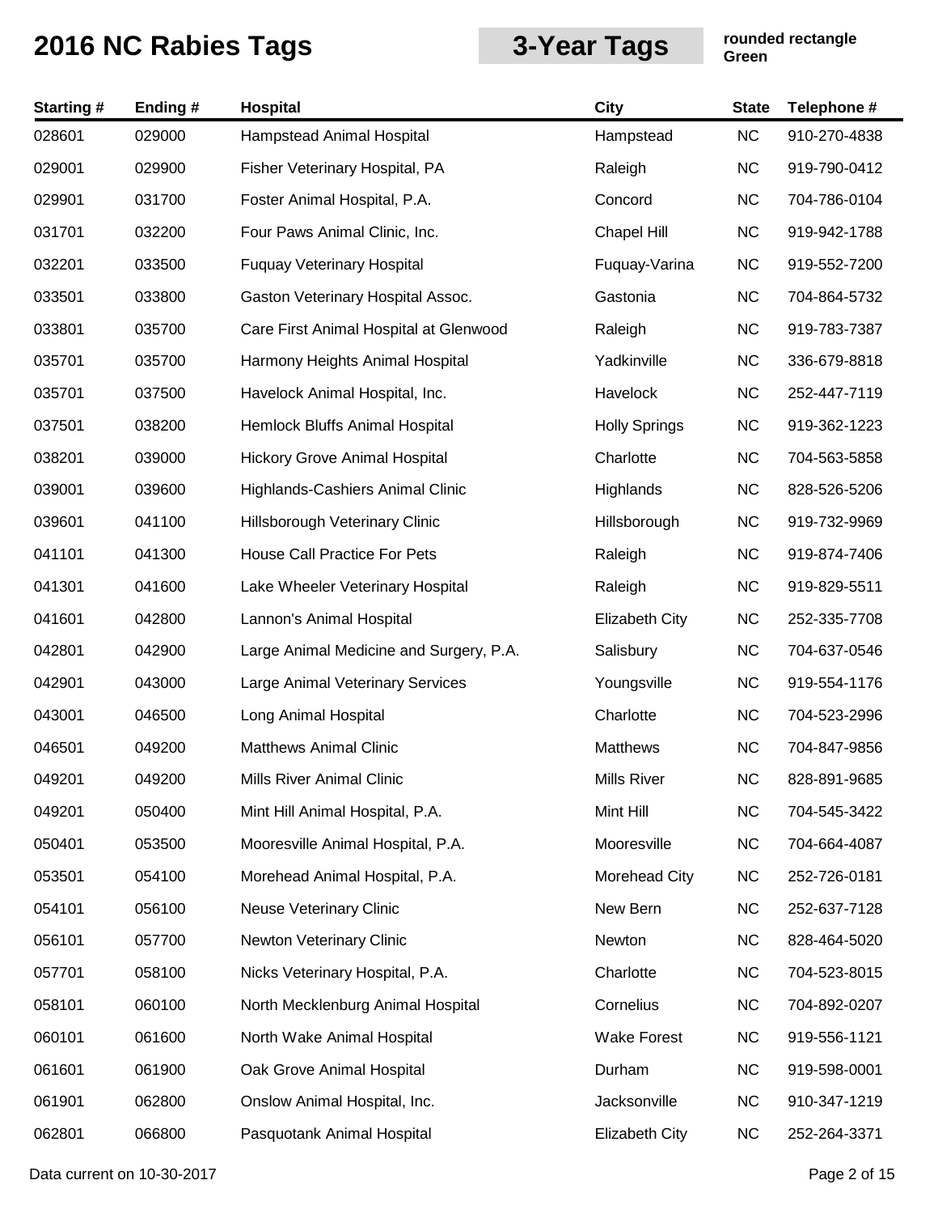# 2016 NC Rabies Tags

**3-Year Tags**

**rounded rectangle**
**Green**

| Starting # | Ending # | Hospital | City | State | Telephone # |
|---|---|---|---|---|---|
| 028601 | 029000 | Hampstead Animal Hospital | Hampstead | NC | 910-270-4838 |
| 029001 | 029900 | Fisher Veterinary Hospital, PA | Raleigh | NC | 919-790-0412 |
| 029901 | 031700 | Foster Animal Hospital, P.A. | Concord | NC | 704-786-0104 |
| 031701 | 032200 | Four Paws Animal Clinic, Inc. | Chapel Hill | NC | 919-942-1788 |
| 032201 | 033500 | Fuquay Veterinary Hospital | Fuquay-Varina | NC | 919-552-7200 |
| 033501 | 033800 | Gaston Veterinary Hospital Assoc. | Gastonia | NC | 704-864-5732 |
| 033801 | 035700 | Care First Animal Hospital at Glenwood | Raleigh | NC | 919-783-7387 |
| 035701 | 035700 | Harmony Heights Animal Hospital | Yadkinville | NC | 336-679-8818 |
| 035701 | 037500 | Havelock Animal Hospital, Inc. | Havelock | NC | 252-447-7119 |
| 037501 | 038200 | Hemlock Bluffs Animal Hospital | Holly Springs | NC | 919-362-1223 |
| 038201 | 039000 | Hickory Grove Animal Hospital | Charlotte | NC | 704-563-5858 |
| 039001 | 039600 | Highlands-Cashiers Animal Clinic | Highlands | NC | 828-526-5206 |
| 039601 | 041100 | Hillsborough Veterinary Clinic | Hillsborough | NC | 919-732-9969 |
| 041101 | 041300 | House Call Practice For Pets | Raleigh | NC | 919-874-7406 |
| 041301 | 041600 | Lake Wheeler Veterinary Hospital | Raleigh | NC | 919-829-5511 |
| 041601 | 042800 | Lannon's Animal Hospital | Elizabeth City | NC | 252-335-7708 |
| 042801 | 042900 | Large Animal Medicine and Surgery, P.A. | Salisbury | NC | 704-637-0546 |
| 042901 | 043000 | Large Animal Veterinary Services | Youngsville | NC | 919-554-1176 |
| 043001 | 046500 | Long Animal Hospital | Charlotte | NC | 704-523-2996 |
| 046501 | 049200 | Matthews Animal Clinic | Matthews | NC | 704-847-9856 |
| 049201 | 049200 | Mills River Animal Clinic | Mills River | NC | 828-891-9685 |
| 049201 | 050400 | Mint Hill Animal Hospital, P.A. | Mint Hill | NC | 704-545-3422 |
| 050401 | 053500 | Mooresville Animal Hospital, P.A. | Mooresville | NC | 704-664-4087 |
| 053501 | 054100 | Morehead Animal Hospital, P.A. | Morehead City | NC | 252-726-0181 |
| 054101 | 056100 | Neuse Veterinary Clinic | New Bern | NC | 252-637-7128 |
| 056101 | 057700 | Newton Veterinary Clinic | Newton | NC | 828-464-5020 |
| 057701 | 058100 | Nicks Veterinary Hospital, P.A. | Charlotte | NC | 704-523-8015 |
| 058101 | 060100 | North Mecklenburg Animal Hospital | Cornelius | NC | 704-892-0207 |
| 060101 | 061600 | North Wake Animal Hospital | Wake Forest | NC | 919-556-1121 |
| 061601 | 061900 | Oak Grove Animal Hospital | Durham | NC | 919-598-0001 |
| 061901 | 062800 | Onslow Animal Hospital, Inc. | Jacksonville | NC | 910-347-1219 |
| 062801 | 066800 | Pasquotank Animal Hospital | Elizabeth City | NC | 252-264-3371 |

Data current on 10-30-2017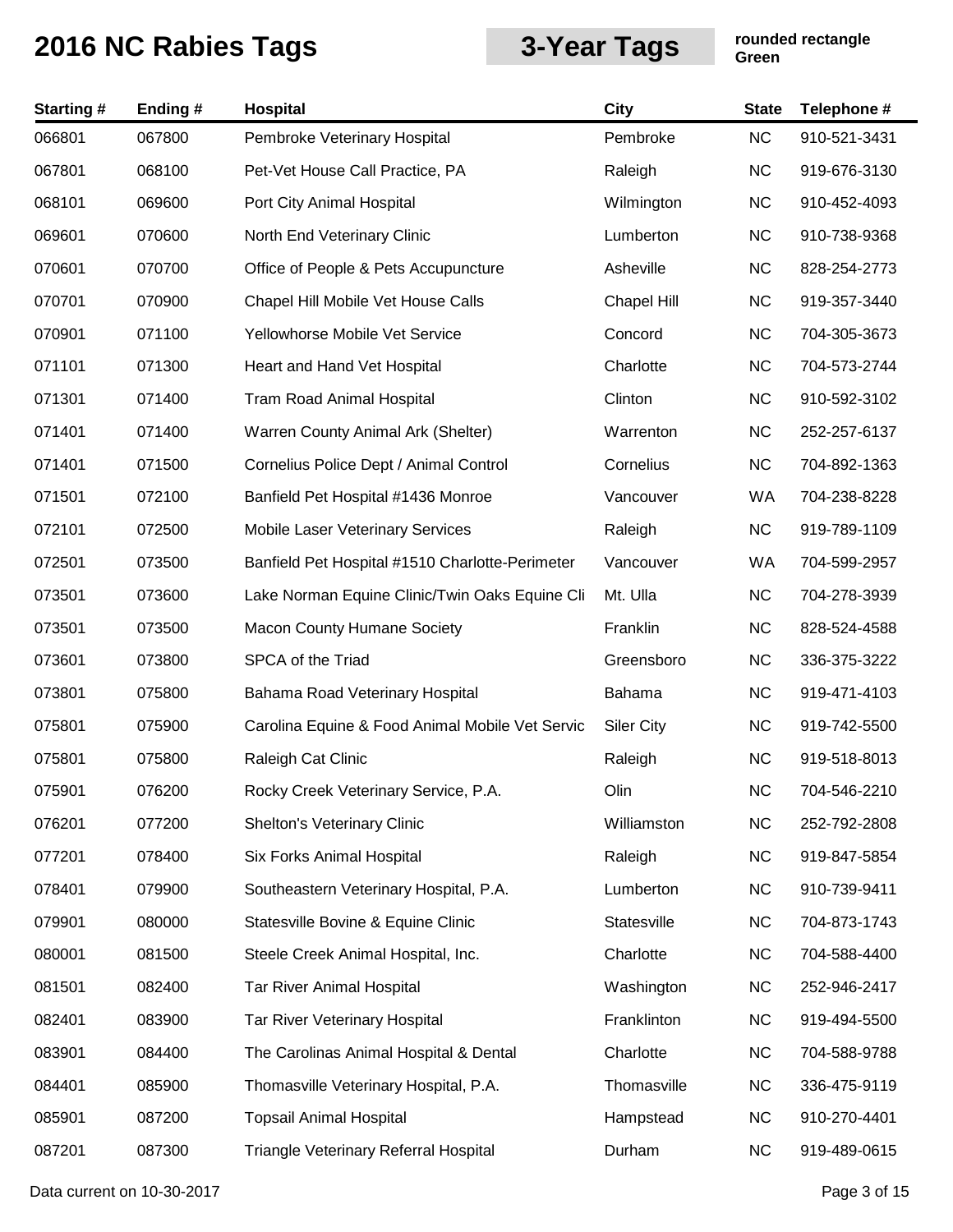# 2016 NC Rabies Tags

**3-Year Tags**

**rounded rectangle**
**Green**

| Starting # | Ending # | Hospital | City | State | Telephone # |
|---|---|---|---|---|---|
| 066801 | 067800 | Pembroke Veterinary Hospital | Pembroke | NC | 910-521-3431 |
| 067801 | 068100 | Pet-Vet House Call Practice, PA | Raleigh | NC | 919-676-3130 |
| 068101 | 069600 | Port City Animal Hospital | Wilmington | NC | 910-452-4093 |
| 069601 | 070600 | North End Veterinary Clinic | Lumberton | NC | 910-738-9368 |
| 070601 | 070700 | Office of People & Pets Accupuncture | Asheville | NC | 828-254-2773 |
| 070701 | 070900 | Chapel Hill Mobile Vet House Calls | Chapel Hill | NC | 919-357-3440 |
| 070901 | 071100 | Yellowhorse Mobile Vet Service | Concord | NC | 704-305-3673 |
| 071101 | 071300 | Heart and Hand Vet Hospital | Charlotte | NC | 704-573-2744 |
| 071301 | 071400 | Tram Road Animal Hospital | Clinton | NC | 910-592-3102 |
| 071401 | 071400 | Warren County Animal Ark (Shelter) | Warrenton | NC | 252-257-6137 |
| 071401 | 071500 | Cornelius Police Dept / Animal Control | Cornelius | NC | 704-892-1363 |
| 071501 | 072100 | Banfield Pet Hospital #1436 Monroe | Vancouver | WA | 704-238-8228 |
| 072101 | 072500 | Mobile Laser Veterinary Services | Raleigh | NC | 919-789-1109 |
| 072501 | 073500 | Banfield Pet Hospital #1510 Charlotte-Perimeter | Vancouver | WA | 704-599-2957 |
| 073501 | 073600 | Lake Norman Equine Clinic/Twin Oaks Equine Cli | Mt. Ulla | NC | 704-278-3939 |
| 073501 | 073500 | Macon County Humane Society | Franklin | NC | 828-524-4588 |
| 073601 | 073800 | SPCA of the Triad | Greensboro | NC | 336-375-3222 |
| 073801 | 075800 | Bahama Road Veterinary Hospital | Bahama | NC | 919-471-4103 |
| 075801 | 075900 | Carolina Equine & Food Animal Mobile Vet Servic | Siler City | NC | 919-742-5500 |
| 075801 | 075800 | Raleigh Cat Clinic | Raleigh | NC | 919-518-8013 |
| 075901 | 076200 | Rocky Creek Veterinary Service, P.A. | Olin | NC | 704-546-2210 |
| 076201 | 077200 | Shelton's Veterinary Clinic | Williamston | NC | 252-792-2808 |
| 077201 | 078400 | Six Forks Animal Hospital | Raleigh | NC | 919-847-5854 |
| 078401 | 079900 | Southeastern Veterinary Hospital, P.A. | Lumberton | NC | 910-739-9411 |
| 079901 | 080000 | Statesville Bovine & Equine Clinic | Statesville | NC | 704-873-1743 |
| 080001 | 081500 | Steele Creek Animal Hospital, Inc. | Charlotte | NC | 704-588-4400 |
| 081501 | 082400 | Tar River Animal Hospital | Washington | NC | 252-946-2417 |
| 082401 | 083900 | Tar River Veterinary Hospital | Franklinton | NC | 919-494-5500 |
| 083901 | 084400 | The Carolinas Animal Hospital & Dental | Charlotte | NC | 704-588-9788 |
| 084401 | 085900 | Thomasville Veterinary Hospital, P.A. | Thomasville | NC | 336-475-9119 |
| 085901 | 087200 | Topsail Animal Hospital | Hampstead | NC | 910-270-4401 |
| 087201 | 087300 | Triangle Veterinary Referral Hospital | Durham | NC | 919-489-0615 |

Data current on 10-30-2017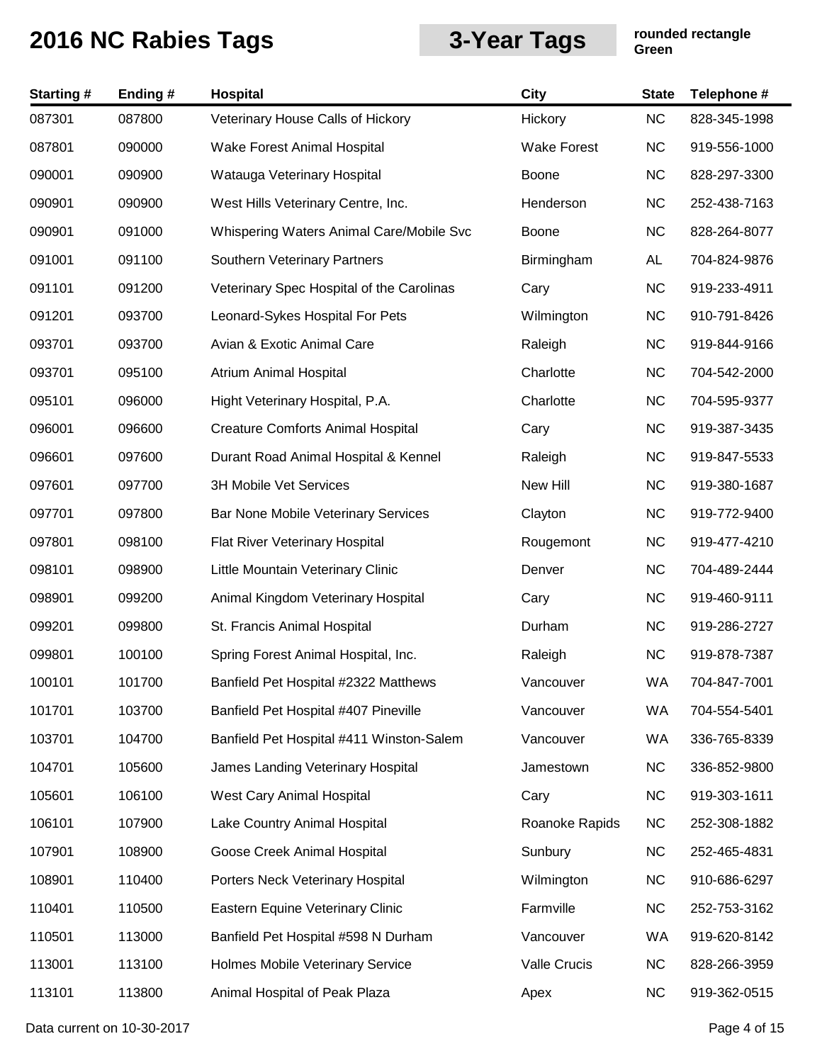# 2016 NC Rabies Tags

## 3-Year Tags

**rounded rectangle**
**Green**

| Starting # | Ending # | Hospital | City | State | Telephone # |
|---|---|---|---|---|---|
| 087301 | 087800 | Veterinary House Calls of Hickory | Hickory | NC | 828-345-1998 |
| 087801 | 090000 | Wake Forest Animal Hospital | Wake Forest | NC | 919-556-1000 |
| 090001 | 090900 | Watauga Veterinary Hospital | Boone | NC | 828-297-3300 |
| 090901 | 090900 | West Hills Veterinary Centre, Inc. | Henderson | NC | 252-438-7163 |
| 090901 | 091000 | Whispering Waters Animal Care/Mobile Svc | Boone | NC | 828-264-8077 |
| 091001 | 091100 | Southern Veterinary Partners | Birmingham | AL | 704-824-9876 |
| 091101 | 091200 | Veterinary Spec Hospital of the Carolinas | Cary | NC | 919-233-4911 |
| 091201 | 093700 | Leonard-Sykes Hospital For Pets | Wilmington | NC | 910-791-8426 |
| 093701 | 093700 | Avian & Exotic Animal Care | Raleigh | NC | 919-844-9166 |
| 093701 | 095100 | Atrium Animal Hospital | Charlotte | NC | 704-542-2000 |
| 095101 | 096000 | Hight Veterinary Hospital, P.A. | Charlotte | NC | 704-595-9377 |
| 096001 | 096600 | Creature Comforts Animal Hospital | Cary | NC | 919-387-3435 |
| 096601 | 097600 | Durant Road Animal Hospital & Kennel | Raleigh | NC | 919-847-5533 |
| 097601 | 097700 | 3H Mobile Vet Services | New Hill | NC | 919-380-1687 |
| 097701 | 097800 | Bar None Mobile Veterinary Services | Clayton | NC | 919-772-9400 |
| 097801 | 098100 | Flat River Veterinary Hospital | Rougemont | NC | 919-477-4210 |
| 098101 | 098900 | Little Mountain Veterinary Clinic | Denver | NC | 704-489-2444 |
| 098901 | 099200 | Animal Kingdom Veterinary Hospital | Cary | NC | 919-460-9111 |
| 099201 | 099800 | St. Francis Animal Hospital | Durham | NC | 919-286-2727 |
| 099801 | 100100 | Spring Forest Animal Hospital, Inc. | Raleigh | NC | 919-878-7387 |
| 100101 | 101700 | Banfield Pet Hospital #2322 Matthews | Vancouver | WA | 704-847-7001 |
| 101701 | 103700 | Banfield Pet Hospital #407 Pineville | Vancouver | WA | 704-554-5401 |
| 103701 | 104700 | Banfield Pet Hospital #411 Winston-Salem | Vancouver | WA | 336-765-8339 |
| 104701 | 105600 | James Landing Veterinary Hospital | Jamestown | NC | 336-852-9800 |
| 105601 | 106100 | West Cary Animal Hospital | Cary | NC | 919-303-1611 |
| 106101 | 107900 | Lake Country Animal Hospital | Roanoke Rapids | NC | 252-308-1882 |
| 107901 | 108900 | Goose Creek Animal Hospital | Sunbury | NC | 252-465-4831 |
| 108901 | 110400 | Porters Neck Veterinary Hospital | Wilmington | NC | 910-686-6297 |
| 110401 | 110500 | Eastern Equine Veterinary Clinic | Farmville | NC | 252-753-3162 |
| 110501 | 113000 | Banfield Pet Hospital #598 N Durham | Vancouver | WA | 919-620-8142 |
| 113001 | 113100 | Holmes Mobile Veterinary Service | Valle Crucis | NC | 828-266-3959 |
| 113101 | 113800 | Animal Hospital of Peak Plaza | Apex | NC | 919-362-0515 |

Data current on 10-30-2017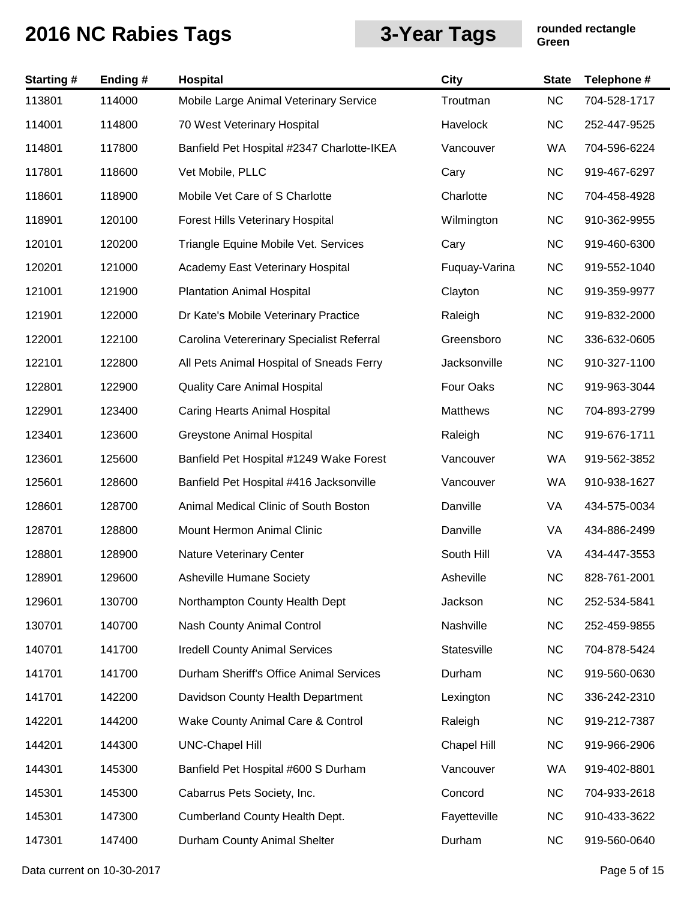# 2016 NC Rabies Tags

**3-Year Tags**

**rounded rectangle Green**

| Starting # | Ending # | Hospital | City | State | Telephone # |
|---|---|---|---|---|---|
| 113801 | 114000 | Mobile Large Animal Veterinary Service | Troutman | NC | 704-528-1717 |
| 114001 | 114800 | 70 West Veterinary Hospital | Havelock | NC | 252-447-9525 |
| 114801 | 117800 | Banfield Pet Hospital #2347 Charlotte-IKEA | Vancouver | WA | 704-596-6224 |
| 117801 | 118600 | Vet Mobile, PLLC | Cary | NC | 919-467-6297 |
| 118601 | 118900 | Mobile Vet Care of S Charlotte | Charlotte | NC | 704-458-4928 |
| 118901 | 120100 | Forest Hills Veterinary Hospital | Wilmington | NC | 910-362-9955 |
| 120101 | 120200 | Triangle Equine Mobile Vet. Services | Cary | NC | 919-460-6300 |
| 120201 | 121000 | Academy East Veterinary Hospital | Fuquay-Varina | NC | 919-552-1040 |
| 121001 | 121900 | Plantation Animal Hospital | Clayton | NC | 919-359-9977 |
| 121901 | 122000 | Dr Kate's Mobile Veterinary Practice | Raleigh | NC | 919-832-2000 |
| 122001 | 122100 | Carolina Vetererinary Specialist Referral | Greensboro | NC | 336-632-0605 |
| 122101 | 122800 | All Pets Animal Hospital of Sneads Ferry | Jacksonville | NC | 910-327-1100 |
| 122801 | 122900 | Quality Care Animal Hospital | Four Oaks | NC | 919-963-3044 |
| 122901 | 123400 | Caring Hearts Animal Hospital | Matthews | NC | 704-893-2799 |
| 123401 | 123600 | Greystone Animal Hospital | Raleigh | NC | 919-676-1711 |
| 123601 | 125600 | Banfield Pet Hospital #1249 Wake Forest | Vancouver | WA | 919-562-3852 |
| 125601 | 128600 | Banfield Pet Hospital #416 Jacksonville | Vancouver | WA | 910-938-1627 |
| 128601 | 128700 | Animal Medical Clinic of South Boston | Danville | VA | 434-575-0034 |
| 128701 | 128800 | Mount Hermon Animal Clinic | Danville | VA | 434-886-2499 |
| 128801 | 128900 | Nature Veterinary Center | South Hill | VA | 434-447-3553 |
| 128901 | 129600 | Asheville Humane Society | Asheville | NC | 828-761-2001 |
| 129601 | 130700 | Northampton County Health Dept | Jackson | NC | 252-534-5841 |
| 130701 | 140700 | Nash County Animal Control | Nashville | NC | 252-459-9855 |
| 140701 | 141700 | Iredell County Animal Services | Statesville | NC | 704-878-5424 |
| 141701 | 141700 | Durham Sheriff's Office Animal Services | Durham | NC | 919-560-0630 |
| 141701 | 142200 | Davidson County Health Department | Lexington | NC | 336-242-2310 |
| 142201 | 144200 | Wake County Animal Care & Control | Raleigh | NC | 919-212-7387 |
| 144201 | 144300 | UNC-Chapel Hill | Chapel Hill | NC | 919-966-2906 |
| 144301 | 145300 | Banfield Pet Hospital #600 S Durham | Vancouver | WA | 919-402-8801 |
| 145301 | 145300 | Cabarrus Pets Society, Inc. | Concord | NC | 704-933-2618 |
| 145301 | 147300 | Cumberland County Health Dept. | Fayetteville | NC | 910-433-3622 |
| 147301 | 147400 | Durham County Animal Shelter | Durham | NC | 919-560-0640 |

Data current on 10-30-2017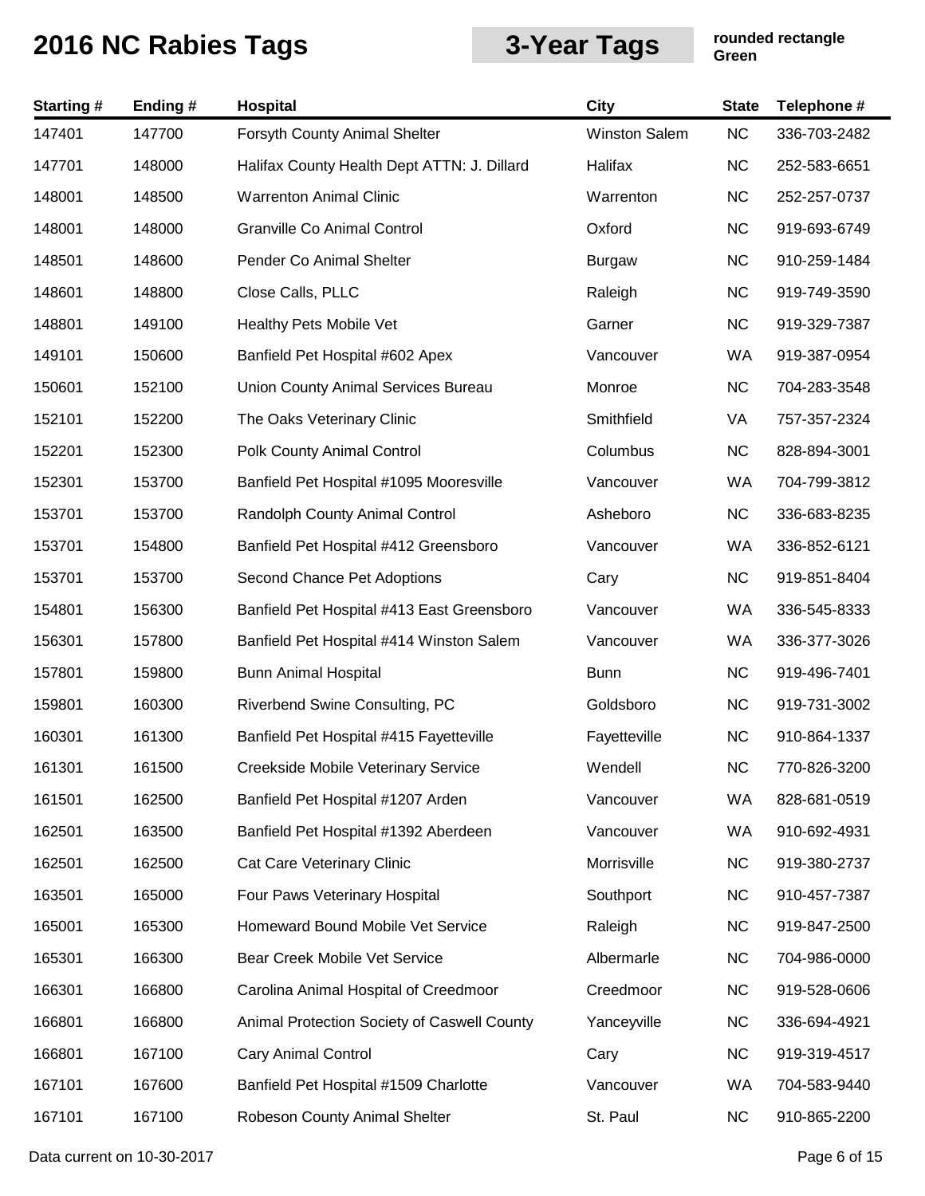# 2016 NC Rabies Tags

**3-Year Tags**

**rounded rectangle Green**

| Starting # | Ending # | Hospital | City | State | Telephone # |
|---|---|---|---|---|---|
| 147401 | 147700 | Forsyth County Animal Shelter | Winston Salem | NC | 336-703-2482 |
| 147701 | 148000 | Halifax County Health Dept ATTN: J. Dillard | Halifax | NC | 252-583-6651 |
| 148001 | 148500 | Warrenton Animal Clinic | Warrenton | NC | 252-257-0737 |
| 148001 | 148000 | Granville Co Animal Control | Oxford | NC | 919-693-6749 |
| 148501 | 148600 | Pender Co Animal Shelter | Burgaw | NC | 910-259-1484 |
| 148601 | 148800 | Close Calls, PLLC | Raleigh | NC | 919-749-3590 |
| 148801 | 149100 | Healthy Pets Mobile Vet | Garner | NC | 919-329-7387 |
| 149101 | 150600 | Banfield Pet Hospital #602 Apex | Vancouver | WA | 919-387-0954 |
| 150601 | 152100 | Union County Animal Services Bureau | Monroe | NC | 704-283-3548 |
| 152101 | 152200 | The Oaks Veterinary Clinic | Smithfield | VA | 757-357-2324 |
| 152201 | 152300 | Polk County Animal Control | Columbus | NC | 828-894-3001 |
| 152301 | 153700 | Banfield Pet Hospital #1095 Mooresville | Vancouver | WA | 704-799-3812 |
| 153701 | 153700 | Randolph County Animal Control | Asheboro | NC | 336-683-8235 |
| 153701 | 154800 | Banfield Pet Hospital #412 Greensboro | Vancouver | WA | 336-852-6121 |
| 153701 | 153700 | Second Chance Pet Adoptions | Cary | NC | 919-851-8404 |
| 154801 | 156300 | Banfield Pet Hospital #413 East Greensboro | Vancouver | WA | 336-545-8333 |
| 156301 | 157800 | Banfield Pet Hospital #414 Winston Salem | Vancouver | WA | 336-377-3026 |
| 157801 | 159800 | Bunn Animal Hospital | Bunn | NC | 919-496-7401 |
| 159801 | 160300 | Riverbend Swine Consulting, PC | Goldsboro | NC | 919-731-3002 |
| 160301 | 161300 | Banfield Pet Hospital #415 Fayetteville | Fayetteville | NC | 910-864-1337 |
| 161301 | 161500 | Creekside Mobile Veterinary Service | Wendell | NC | 770-826-3200 |
| 161501 | 162500 | Banfield Pet Hospital #1207 Arden | Vancouver | WA | 828-681-0519 |
| 162501 | 163500 | Banfield Pet Hospital #1392 Aberdeen | Vancouver | WA | 910-692-4931 |
| 162501 | 162500 | Cat Care Veterinary Clinic | Morrisville | NC | 919-380-2737 |
| 163501 | 165000 | Four Paws Veterinary Hospital | Southport | NC | 910-457-7387 |
| 165001 | 165300 | Homeward Bound Mobile Vet Service | Raleigh | NC | 919-847-2500 |
| 165301 | 166300 | Bear Creek Mobile Vet Service | Albermarle | NC | 704-986-0000 |
| 166301 | 166800 | Carolina Animal Hospital of Creedmoor | Creedmoor | NC | 919-528-0606 |
| 166801 | 166800 | Animal Protection Society of Caswell County | Yanceyville | NC | 336-694-4921 |
| 166801 | 167100 | Cary Animal Control | Cary | NC | 919-319-4517 |
| 167101 | 167600 | Banfield Pet Hospital #1509 Charlotte | Vancouver | WA | 704-583-9440 |
| 167101 | 167100 | Robeson County Animal Shelter | St. Paul | NC | 910-865-2200 |

Data current on 10-30-2017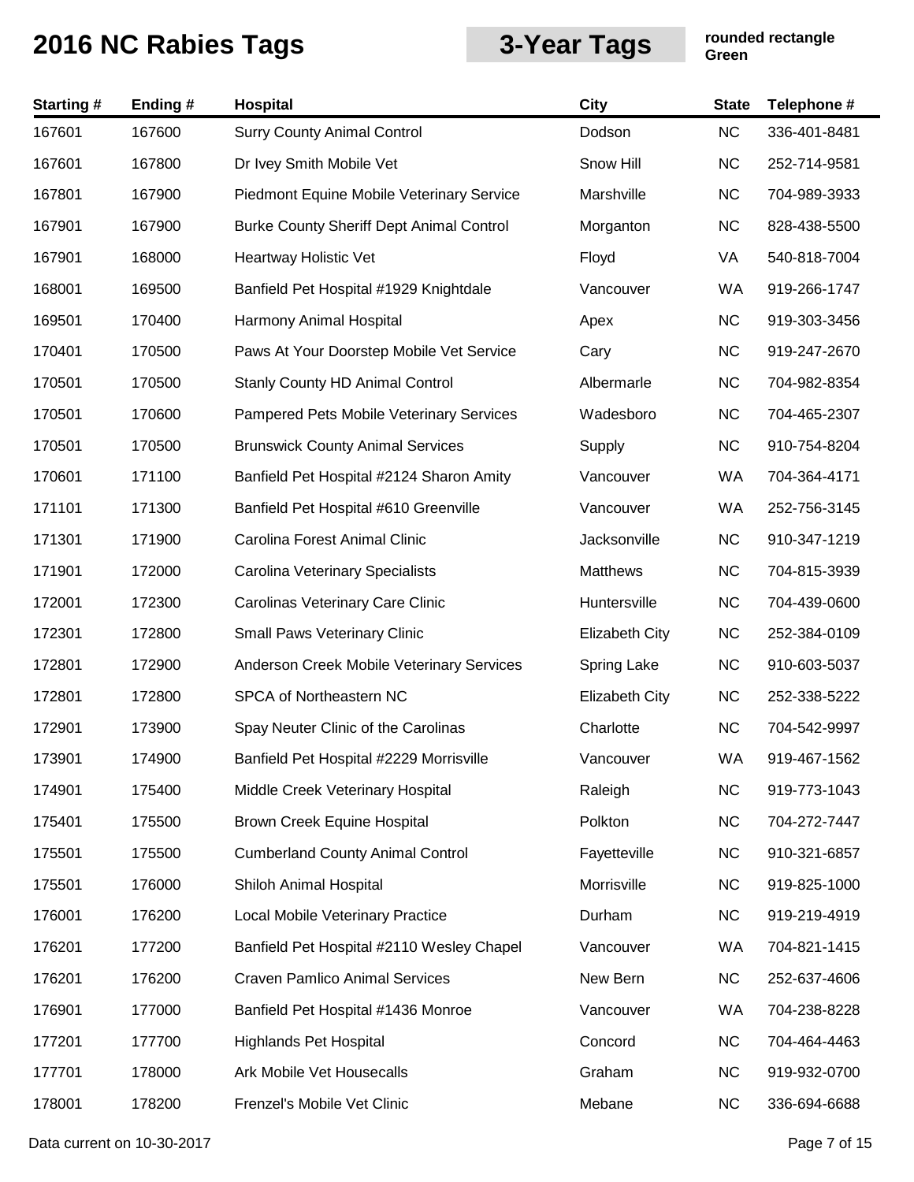# 2016 NC Rabies Tags

**3-Year Tags**

**rounded rectangle**
**Green**

| Starting # | Ending # | Hospital | City | State | Telephone # |
|---|---|---|---|---|---|
| 167601 | 167600 | Surry County Animal Control | Dodson | NC | 336-401-8481 |
| 167601 | 167800 | Dr Ivey Smith Mobile Vet | Snow Hill | NC | 252-714-9581 |
| 167801 | 167900 | Piedmont Equine Mobile Veterinary Service | Marshville | NC | 704-989-3933 |
| 167901 | 167900 | Burke County Sheriff Dept Animal Control | Morganton | NC | 828-438-5500 |
| 167901 | 168000 | Heartway Holistic Vet | Floyd | VA | 540-818-7004 |
| 168001 | 169500 | Banfield Pet Hospital #1929 Knightdale | Vancouver | WA | 919-266-1747 |
| 169501 | 170400 | Harmony Animal Hospital | Apex | NC | 919-303-3456 |
| 170401 | 170500 | Paws At Your Doorstep Mobile Vet Service | Cary | NC | 919-247-2670 |
| 170501 | 170500 | Stanly County HD Animal Control | Albermarle | NC | 704-982-8354 |
| 170501 | 170600 | Pampered Pets Mobile Veterinary Services | Wadesboro | NC | 704-465-2307 |
| 170501 | 170500 | Brunswick County Animal Services | Supply | NC | 910-754-8204 |
| 170601 | 171100 | Banfield Pet Hospital #2124 Sharon Amity | Vancouver | WA | 704-364-4171 |
| 171101 | 171300 | Banfield Pet Hospital #610 Greenville | Vancouver | WA | 252-756-3145 |
| 171301 | 171900 | Carolina Forest Animal Clinic | Jacksonville | NC | 910-347-1219 |
| 171901 | 172000 | Carolina Veterinary Specialists | Matthews | NC | 704-815-3939 |
| 172001 | 172300 | Carolinas Veterinary Care Clinic | Huntersville | NC | 704-439-0600 |
| 172301 | 172800 | Small Paws Veterinary Clinic | Elizabeth City | NC | 252-384-0109 |
| 172801 | 172900 | Anderson Creek Mobile Veterinary Services | Spring Lake | NC | 910-603-5037 |
| 172801 | 172800 | SPCA of Northeastern NC | Elizabeth City | NC | 252-338-5222 |
| 172901 | 173900 | Spay Neuter Clinic of the Carolinas | Charlotte | NC | 704-542-9997 |
| 173901 | 174900 | Banfield Pet Hospital #2229 Morrisville | Vancouver | WA | 919-467-1562 |
| 174901 | 175400 | Middle Creek Veterinary Hospital | Raleigh | NC | 919-773-1043 |
| 175401 | 175500 | Brown Creek Equine Hospital | Polkton | NC | 704-272-7447 |
| 175501 | 175500 | Cumberland County Animal Control | Fayetteville | NC | 910-321-6857 |
| 175501 | 176000 | Shiloh Animal Hospital | Morrisville | NC | 919-825-1000 |
| 176001 | 176200 | Local Mobile Veterinary Practice | Durham | NC | 919-219-4919 |
| 176201 | 177200 | Banfield Pet Hospital #2110 Wesley Chapel | Vancouver | WA | 704-821-1415 |
| 176201 | 176200 | Craven Pamlico Animal Services | New Bern | NC | 252-637-4606 |
| 176901 | 177000 | Banfield Pet Hospital #1436 Monroe | Vancouver | WA | 704-238-8228 |
| 177201 | 177700 | Highlands Pet Hospital | Concord | NC | 704-464-4463 |
| 177701 | 178000 | Ark Mobile Vet Housecalls | Graham | NC | 919-932-0700 |
| 178001 | 178200 | Frenzel's Mobile Vet Clinic | Mebane | NC | 336-694-6688 |

Data current on 10-30-2017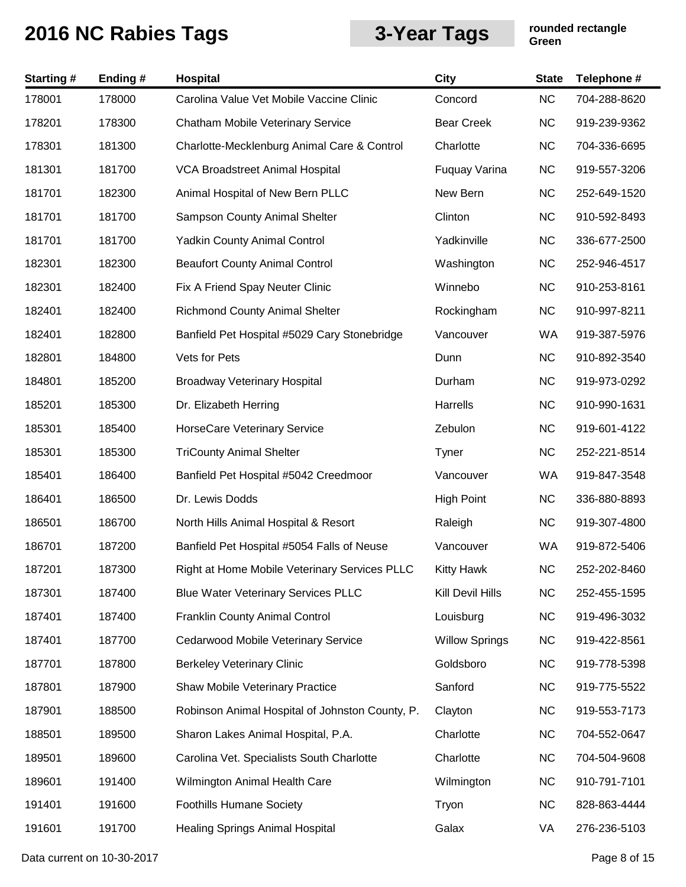# 2016 NC Rabies Tags

## 3-Year Tags

**rounded rectangle**
**Green**

| Starting # | Ending # | Hospital | City | State | Telephone # |
|---|---|---|---|---|---|
| 178001 | 178000 | Carolina Value Vet Mobile Vaccine Clinic | Concord | NC | 704-288-8620 |
| 178201 | 178300 | Chatham Mobile Veterinary Service | Bear Creek | NC | 919-239-9362 |
| 178301 | 181300 | Charlotte-Mecklenburg Animal Care & Control | Charlotte | NC | 704-336-6695 |
| 181301 | 181700 | VCA Broadstreet Animal Hospital | Fuquay Varina | NC | 919-557-3206 |
| 181701 | 182300 | Animal Hospital of New Bern PLLC | New Bern | NC | 252-649-1520 |
| 181701 | 181700 | Sampson County Animal Shelter | Clinton | NC | 910-592-8493 |
| 181701 | 181700 | Yadkin County Animal Control | Yadkinville | NC | 336-677-2500 |
| 182301 | 182300 | Beaufort County Animal Control | Washington | NC | 252-946-4517 |
| 182301 | 182400 | Fix A Friend Spay Neuter Clinic | Winnebo | NC | 910-253-8161 |
| 182401 | 182400 | Richmond County Animal Shelter | Rockingham | NC | 910-997-8211 |
| 182401 | 182800 | Banfield Pet Hospital #5029 Cary Stonebridge | Vancouver | WA | 919-387-5976 |
| 182801 | 184800 | Vets for Pets | Dunn | NC | 910-892-3540 |
| 184801 | 185200 | Broadway Veterinary Hospital | Durham | NC | 919-973-0292 |
| 185201 | 185300 | Dr. Elizabeth Herring | Harrells | NC | 910-990-1631 |
| 185301 | 185400 | HorseCare Veterinary Service | Zebulon | NC | 919-601-4122 |
| 185301 | 185300 | TriCounty Animal Shelter | Tyner | NC | 252-221-8514 |
| 185401 | 186400 | Banfield Pet Hospital #5042 Creedmoor | Vancouver | WA | 919-847-3548 |
| 186401 | 186500 | Dr. Lewis Dodds | High Point | NC | 336-880-8893 |
| 186501 | 186700 | North Hills Animal Hospital & Resort | Raleigh | NC | 919-307-4800 |
| 186701 | 187200 | Banfield Pet Hospital #5054 Falls of Neuse | Vancouver | WA | 919-872-5406 |
| 187201 | 187300 | Right at Home Mobile Veterinary Services PLLC | Kitty Hawk | NC | 252-202-8460 |
| 187301 | 187400 | Blue Water Veterinary Services PLLC | Kill Devil Hills | NC | 252-455-1595 |
| 187401 | 187400 | Franklin County Animal Control | Louisburg | NC | 919-496-3032 |
| 187401 | 187700 | Cedarwood Mobile Veterinary Service | Willow Springs | NC | 919-422-8561 |
| 187701 | 187800 | Berkeley Veterinary Clinic | Goldsboro | NC | 919-778-5398 |
| 187801 | 187900 | Shaw Mobile Veterinary Practice | Sanford | NC | 919-775-5522 |
| 187901 | 188500 | Robinson Animal Hospital of Johnston County, P. | Clayton | NC | 919-553-7173 |
| 188501 | 189500 | Sharon Lakes Animal Hospital, P.A. | Charlotte | NC | 704-552-0647 |
| 189501 | 189600 | Carolina Vet. Specialists South Charlotte | Charlotte | NC | 704-504-9608 |
| 189601 | 191400 | Wilmington Animal Health Care | Wilmington | NC | 910-791-7101 |
| 191401 | 191600 | Foothills Humane Society | Tryon | NC | 828-863-4444 |
| 191601 | 191700 | Healing Springs Animal Hospital | Galax | VA | 276-236-5103 |

Data current on 10-30-2017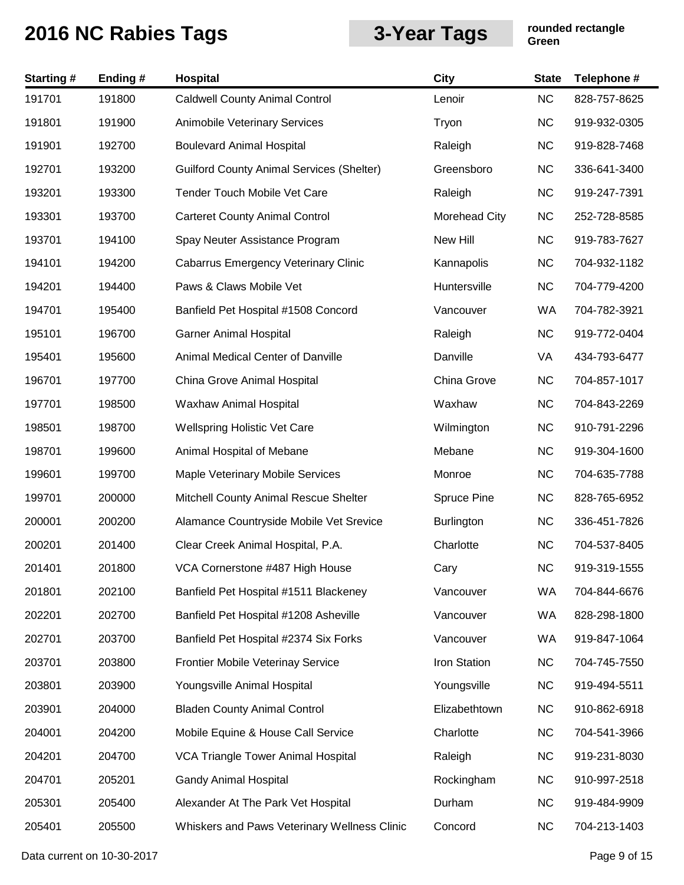# 2016 NC Rabies Tags

**3-Year Tags**

**rounded rectangle**
**Green**

| Starting # | Ending # | Hospital | City | State | Telephone # |
|---|---|---|---|---|---|
| 191701 | 191800 | Caldwell County Animal Control | Lenoir | NC | 828-757-8625 |
| 191801 | 191900 | Animobile Veterinary Services | Tryon | NC | 919-932-0305 |
| 191901 | 192700 | Boulevard Animal Hospital | Raleigh | NC | 919-828-7468 |
| 192701 | 193200 | Guilford County Animal Services (Shelter) | Greensboro | NC | 336-641-3400 |
| 193201 | 193300 | Tender Touch Mobile Vet Care | Raleigh | NC | 919-247-7391 |
| 193301 | 193700 | Carteret County Animal Control | Morehead City | NC | 252-728-8585 |
| 193701 | 194100 | Spay Neuter Assistance Program | New Hill | NC | 919-783-7627 |
| 194101 | 194200 | Cabarrus Emergency Veterinary Clinic | Kannapolis | NC | 704-932-1182 |
| 194201 | 194400 | Paws & Claws Mobile Vet | Huntersville | NC | 704-779-4200 |
| 194701 | 195400 | Banfield Pet Hospital #1508 Concord | Vancouver | WA | 704-782-3921 |
| 195101 | 196700 | Garner Animal Hospital | Raleigh | NC | 919-772-0404 |
| 195401 | 195600 | Animal Medical Center of Danville | Danville | VA | 434-793-6477 |
| 196701 | 197700 | China Grove Animal Hospital | China Grove | NC | 704-857-1017 |
| 197701 | 198500 | Waxhaw Animal Hospital | Waxhaw | NC | 704-843-2269 |
| 198501 | 198700 | Wellspring Holistic Vet Care | Wilmington | NC | 910-791-2296 |
| 198701 | 199600 | Animal Hospital of Mebane | Mebane | NC | 919-304-1600 |
| 199601 | 199700 | Maple Veterinary Mobile Services | Monroe | NC | 704-635-7788 |
| 199701 | 200000 | Mitchell County Animal Rescue Shelter | Spruce Pine | NC | 828-765-6952 |
| 200001 | 200200 | Alamance Countryside Mobile Vet Srevice | Burlington | NC | 336-451-7826 |
| 200201 | 201400 | Clear Creek Animal Hospital, P.A. | Charlotte | NC | 704-537-8405 |
| 201401 | 201800 | VCA Cornerstone #487 High House | Cary | NC | 919-319-1555 |
| 201801 | 202100 | Banfield Pet Hospital #1511 Blackeney | Vancouver | WA | 704-844-6676 |
| 202201 | 202700 | Banfield Pet Hospital #1208 Asheville | Vancouver | WA | 828-298-1800 |
| 202701 | 203700 | Banfield Pet Hospital #2374 Six Forks | Vancouver | WA | 919-847-1064 |
| 203701 | 203800 | Frontier Mobile Veterinay Service | Iron Station | NC | 704-745-7550 |
| 203801 | 203900 | Youngsville Animal Hospital | Youngsville | NC | 919-494-5511 |
| 203901 | 204000 | Bladen County Animal Control | Elizabethtown | NC | 910-862-6918 |
| 204001 | 204200 | Mobile Equine & House Call Service | Charlotte | NC | 704-541-3966 |
| 204201 | 204700 | VCA Triangle Tower Animal Hospital | Raleigh | NC | 919-231-8030 |
| 204701 | 205201 | Gandy Animal Hospital | Rockingham | NC | 910-997-2518 |
| 205301 | 205400 | Alexander At The Park Vet Hospital | Durham | NC | 919-484-9909 |
| 205401 | 205500 | Whiskers and Paws Veterinary Wellness Clinic | Concord | NC | 704-213-1403 |

Data current on 10-30-2017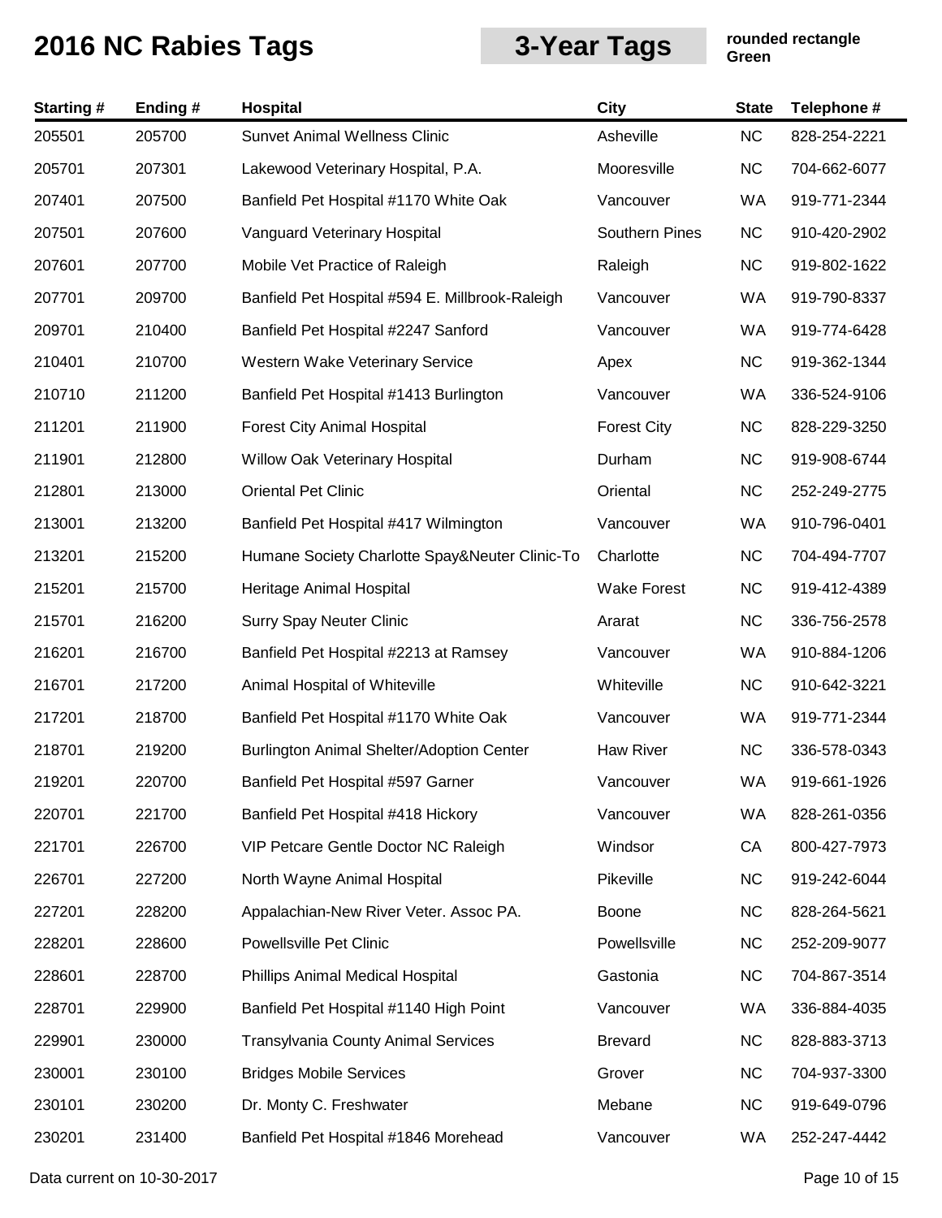# 2016 NC Rabies Tags

**3-Year Tags**

**rounded rectangle Green**

| Starting # | Ending # | Hospital | City | State | Telephone # |
|---|---|---|---|---|---|
| 205501 | 205700 | Sunvet Animal Wellness Clinic | Asheville | NC | 828-254-2221 |
| 205701 | 207301 | Lakewood Veterinary Hospital, P.A. | Mooresville | NC | 704-662-6077 |
| 207401 | 207500 | Banfield Pet Hospital #1170 White Oak | Vancouver | WA | 919-771-2344 |
| 207501 | 207600 | Vanguard Veterinary Hospital | Southern Pines | NC | 910-420-2902 |
| 207601 | 207700 | Mobile Vet Practice of Raleigh | Raleigh | NC | 919-802-1622 |
| 207701 | 209700 | Banfield Pet Hospital #594 E. Millbrook-Raleigh | Vancouver | WA | 919-790-8337 |
| 209701 | 210400 | Banfield Pet Hospital #2247 Sanford | Vancouver | WA | 919-774-6428 |
| 210401 | 210700 | Western Wake Veterinary Service | Apex | NC | 919-362-1344 |
| 210710 | 211200 | Banfield Pet Hospital #1413 Burlington | Vancouver | WA | 336-524-9106 |
| 211201 | 211900 | Forest City Animal Hospital | Forest City | NC | 828-229-3250 |
| 211901 | 212800 | Willow Oak Veterinary Hospital | Durham | NC | 919-908-6744 |
| 212801 | 213000 | Oriental Pet Clinic | Oriental | NC | 252-249-2775 |
| 213001 | 213200 | Banfield Pet Hospital #417 Wilmington | Vancouver | WA | 910-796-0401 |
| 213201 | 215200 | Humane Society Charlotte Spay&Neuter Clinic-To | Charlotte | NC | 704-494-7707 |
| 215201 | 215700 | Heritage Animal Hospital | Wake Forest | NC | 919-412-4389 |
| 215701 | 216200 | Surry Spay Neuter Clinic | Ararat | NC | 336-756-2578 |
| 216201 | 216700 | Banfield Pet Hospital #2213 at Ramsey | Vancouver | WA | 910-884-1206 |
| 216701 | 217200 | Animal Hospital of Whiteville | Whiteville | NC | 910-642-3221 |
| 217201 | 218700 | Banfield Pet Hospital #1170 White Oak | Vancouver | WA | 919-771-2344 |
| 218701 | 219200 | Burlington Animal Shelter/Adoption Center | Haw River | NC | 336-578-0343 |
| 219201 | 220700 | Banfield Pet Hospital #597 Garner | Vancouver | WA | 919-661-1926 |
| 220701 | 221700 | Banfield Pet Hospital #418 Hickory | Vancouver | WA | 828-261-0356 |
| 221701 | 226700 | VIP Petcare Gentle Doctor NC Raleigh | Windsor | CA | 800-427-7973 |
| 226701 | 227200 | North Wayne Animal Hospital | Pikeville | NC | 919-242-6044 |
| 227201 | 228200 | Appalachian-New River Veter. Assoc PA. | Boone | NC | 828-264-5621 |
| 228201 | 228600 | Powellsville Pet Clinic | Powellsville | NC | 252-209-9077 |
| 228601 | 228700 | Phillips Animal Medical Hospital | Gastonia | NC | 704-867-3514 |
| 228701 | 229900 | Banfield Pet Hospital #1140 High Point | Vancouver | WA | 336-884-4035 |
| 229901 | 230000 | Transylvania County Animal Services | Brevard | NC | 828-883-3713 |
| 230001 | 230100 | Bridges Mobile Services | Grover | NC | 704-937-3300 |
| 230101 | 230200 | Dr. Monty C. Freshwater | Mebane | NC | 919-649-0796 |
| 230201 | 231400 | Banfield Pet Hospital #1846 Morehead | Vancouver | WA | 252-247-4442 |

Data current on 10-30-2017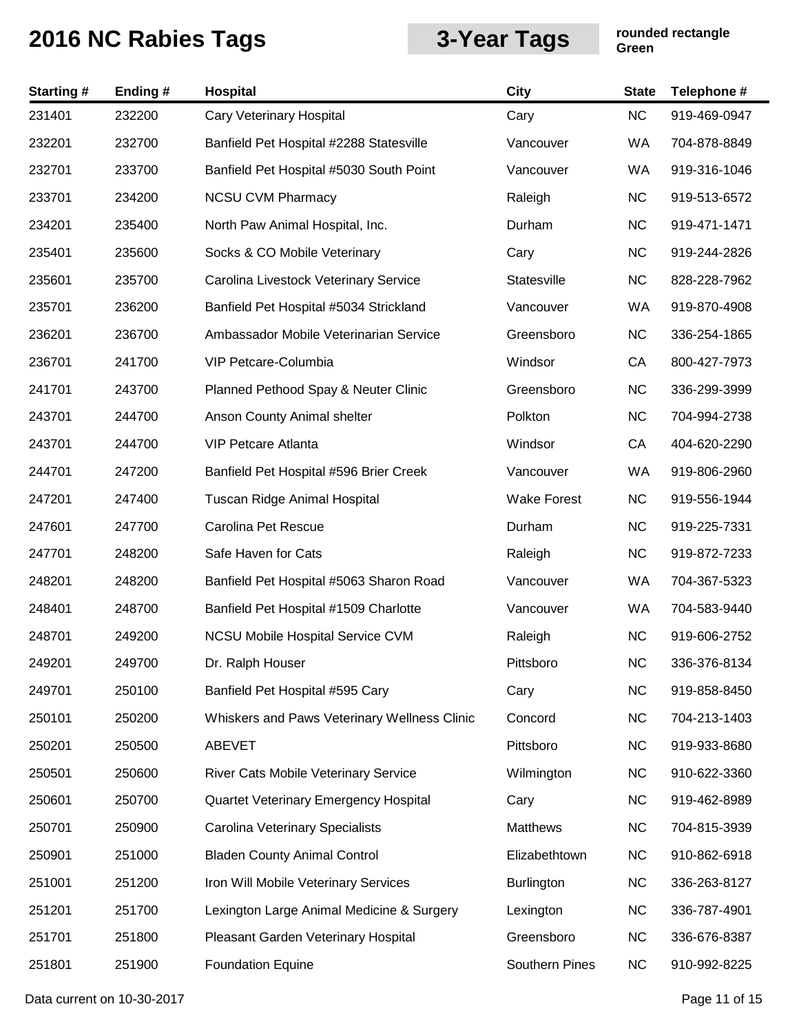# 2016 NC Rabies Tags

## 3-Year Tags

**rounded rectangle**
**Green**

| Starting # | Ending # | Hospital | City | State | Telephone # |
|---|---|---|---|---|---|
| 231401 | 232200 | Cary Veterinary Hospital | Cary | NC | 919-469-0947 |
| 232201 | 232700 | Banfield Pet Hospital #2288 Statesville | Vancouver | WA | 704-878-8849 |
| 232701 | 233700 | Banfield Pet Hospital #5030 South Point | Vancouver | WA | 919-316-1046 |
| 233701 | 234200 | NCSU CVM Pharmacy | Raleigh | NC | 919-513-6572 |
| 234201 | 235400 | North Paw Animal Hospital, Inc. | Durham | NC | 919-471-1471 |
| 235401 | 235600 | Socks & CO Mobile Veterinary | Cary | NC | 919-244-2826 |
| 235601 | 235700 | Carolina Livestock Veterinary Service | Statesville | NC | 828-228-7962 |
| 235701 | 236200 | Banfield Pet Hospital #5034 Strickland | Vancouver | WA | 919-870-4908 |
| 236201 | 236700 | Ambassador Mobile Veterinarian Service | Greensboro | NC | 336-254-1865 |
| 236701 | 241700 | VIP Petcare-Columbia | Windsor | CA | 800-427-7973 |
| 241701 | 243700 | Planned Pethood Spay & Neuter Clinic | Greensboro | NC | 336-299-3999 |
| 243701 | 244700 | Anson County Animal shelter | Polkton | NC | 704-994-2738 |
| 243701 | 244700 | VIP Petcare Atlanta | Windsor | CA | 404-620-2290 |
| 244701 | 247200 | Banfield Pet Hospital #596 Brier Creek | Vancouver | WA | 919-806-2960 |
| 247201 | 247400 | Tuscan Ridge Animal Hospital | Wake Forest | NC | 919-556-1944 |
| 247601 | 247700 | Carolina Pet Rescue | Durham | NC | 919-225-7331 |
| 247701 | 248200 | Safe Haven for Cats | Raleigh | NC | 919-872-7233 |
| 248201 | 248200 | Banfield Pet Hospital #5063 Sharon Road | Vancouver | WA | 704-367-5323 |
| 248401 | 248700 | Banfield Pet Hospital #1509 Charlotte | Vancouver | WA | 704-583-9440 |
| 248701 | 249200 | NCSU Mobile Hospital Service CVM | Raleigh | NC | 919-606-2752 |
| 249201 | 249700 | Dr. Ralph Houser | Pittsboro | NC | 336-376-8134 |
| 249701 | 250100 | Banfield Pet Hospital #595 Cary | Cary | NC | 919-858-8450 |
| 250101 | 250200 | Whiskers and Paws Veterinary Wellness Clinic | Concord | NC | 704-213-1403 |
| 250201 | 250500 | ABEVET | Pittsboro | NC | 919-933-8680 |
| 250501 | 250600 | River Cats Mobile Veterinary Service | Wilmington | NC | 910-622-3360 |
| 250601 | 250700 | Quartet Veterinary Emergency Hospital | Cary | NC | 919-462-8989 |
| 250701 | 250900 | Carolina Veterinary Specialists | Matthews | NC | 704-815-3939 |
| 250901 | 251000 | Bladen County Animal Control | Elizabethtown | NC | 910-862-6918 |
| 251001 | 251200 | Iron Will Mobile Veterinary Services | Burlington | NC | 336-263-8127 |
| 251201 | 251700 | Lexington Large Animal Medicine & Surgery | Lexington | NC | 336-787-4901 |
| 251701 | 251800 | Pleasant Garden Veterinary Hospital | Greensboro | NC | 336-676-8387 |
| 251801 | 251900 | Foundation Equine | Southern Pines | NC | 910-992-8225 |

Data current on 10-30-2017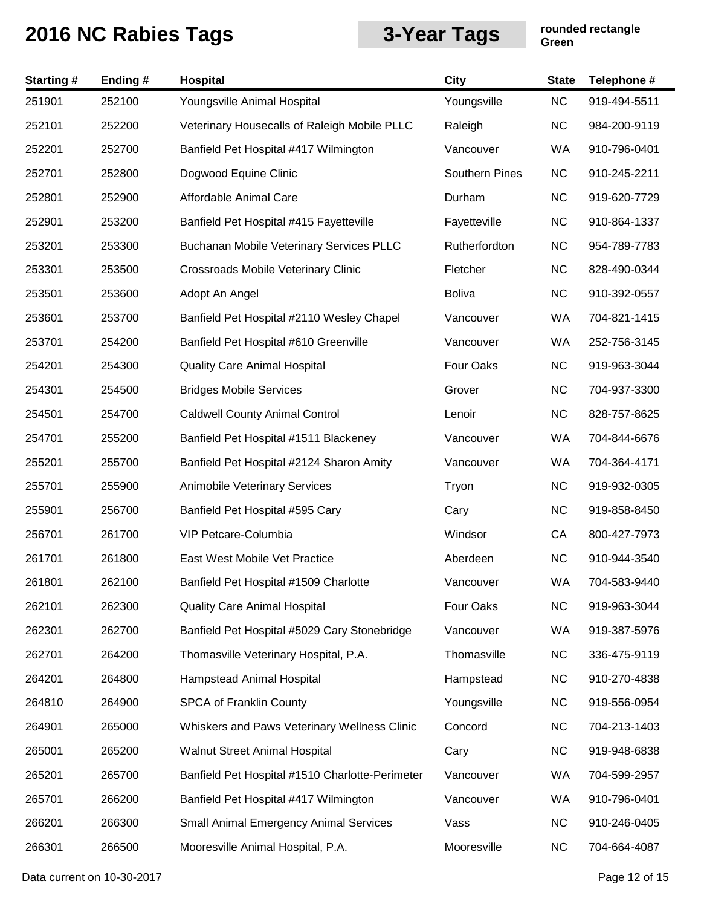# 2016 NC Rabies Tags

**3-Year Tags**

**rounded rectangle Green**

| Starting # | Ending # | Hospital | City | State | Telephone # |
|---|---|---|---|---|---|
| 251901 | 252100 | Youngsville Animal Hospital | Youngsville | NC | 919-494-5511 |
| 252101 | 252200 | Veterinary Housecalls of Raleigh Mobile PLLC | Raleigh | NC | 984-200-9119 |
| 252201 | 252700 | Banfield Pet Hospital #417 Wilmington | Vancouver | WA | 910-796-0401 |
| 252701 | 252800 | Dogwood Equine Clinic | Southern Pines | NC | 910-245-2211 |
| 252801 | 252900 | Affordable Animal Care | Durham | NC | 919-620-7729 |
| 252901 | 253200 | Banfield Pet Hospital #415 Fayetteville | Fayetteville | NC | 910-864-1337 |
| 253201 | 253300 | Buchanan Mobile Veterinary Services PLLC | Rutherfordton | NC | 954-789-7783 |
| 253301 | 253500 | Crossroads Mobile Veterinary Clinic | Fletcher | NC | 828-490-0344 |
| 253501 | 253600 | Adopt An Angel | Boliva | NC | 910-392-0557 |
| 253601 | 253700 | Banfield Pet Hospital #2110 Wesley Chapel | Vancouver | WA | 704-821-1415 |
| 253701 | 254200 | Banfield Pet Hospital #610 Greenville | Vancouver | WA | 252-756-3145 |
| 254201 | 254300 | Quality Care Animal Hospital | Four Oaks | NC | 919-963-3044 |
| 254301 | 254500 | Bridges Mobile Services | Grover | NC | 704-937-3300 |
| 254501 | 254700 | Caldwell County Animal Control | Lenoir | NC | 828-757-8625 |
| 254701 | 255200 | Banfield Pet Hospital #1511 Blackeney | Vancouver | WA | 704-844-6676 |
| 255201 | 255700 | Banfield Pet Hospital #2124 Sharon Amity | Vancouver | WA | 704-364-4171 |
| 255701 | 255900 | Animobile Veterinary Services | Tryon | NC | 919-932-0305 |
| 255901 | 256700 | Banfield Pet Hospital #595 Cary | Cary | NC | 919-858-8450 |
| 256701 | 261700 | VIP Petcare-Columbia | Windsor | CA | 800-427-7973 |
| 261701 | 261800 | East West Mobile Vet Practice | Aberdeen | NC | 910-944-3540 |
| 261801 | 262100 | Banfield Pet Hospital #1509 Charlotte | Vancouver | WA | 704-583-9440 |
| 262101 | 262300 | Quality Care Animal Hospital | Four Oaks | NC | 919-963-3044 |
| 262301 | 262700 | Banfield Pet Hospital #5029 Cary Stonebridge | Vancouver | WA | 919-387-5976 |
| 262701 | 264200 | Thomasville Veterinary Hospital, P.A. | Thomasville | NC | 336-475-9119 |
| 264201 | 264800 | Hampstead Animal Hospital | Hampstead | NC | 910-270-4838 |
| 264810 | 264900 | SPCA of Franklin County | Youngsville | NC | 919-556-0954 |
| 264901 | 265000 | Whiskers and Paws Veterinary Wellness Clinic | Concord | NC | 704-213-1403 |
| 265001 | 265200 | Walnut Street Animal Hospital | Cary | NC | 919-948-6838 |
| 265201 | 265700 | Banfield Pet Hospital #1510 Charlotte-Perimeter | Vancouver | WA | 704-599-2957 |
| 265701 | 266200 | Banfield Pet Hospital #417 Wilmington | Vancouver | WA | 910-796-0401 |
| 266201 | 266300 | Small Animal Emergency Animal Services | Vass | NC | 910-246-0405 |
| 266301 | 266500 | Mooresville Animal Hospital, P.A. | Mooresville | NC | 704-664-4087 |

Data current on 10-30-2017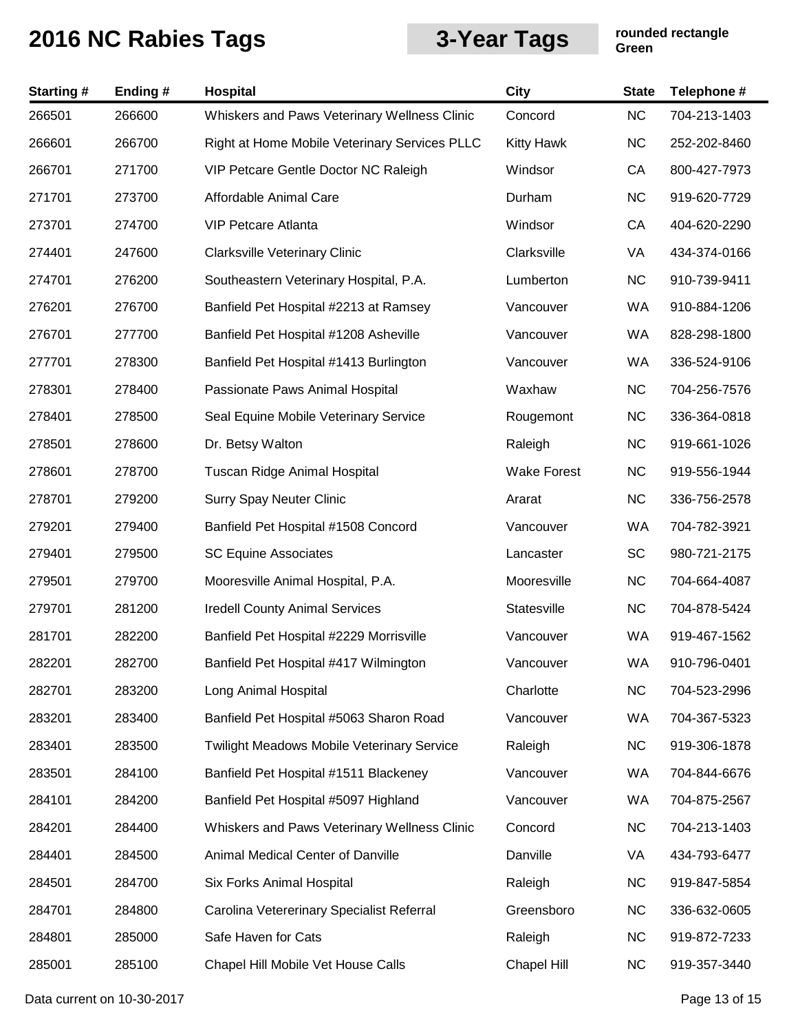# 2016 NC Rabies Tags

## 3-Year Tags

**rounded rectangle Green**

| Starting # | Ending # | Hospital | City | State | Telephone # |
|---|---|---|---|---|---|
| 266501 | 266600 | Whiskers and Paws Veterinary Wellness Clinic | Concord | NC | 704-213-1403 |
| 266601 | 266700 | Right at Home Mobile Veterinary Services PLLC | Kitty Hawk | NC | 252-202-8460 |
| 266701 | 271700 | VIP Petcare Gentle Doctor NC Raleigh | Windsor | CA | 800-427-7973 |
| 271701 | 273700 | Affordable Animal Care | Durham | NC | 919-620-7729 |
| 273701 | 274700 | VIP Petcare Atlanta | Windsor | CA | 404-620-2290 |
| 274401 | 247600 | Clarksville Veterinary Clinic | Clarksville | VA | 434-374-0166 |
| 274701 | 276200 | Southeastern Veterinary Hospital, P.A. | Lumberton | NC | 910-739-9411 |
| 276201 | 276700 | Banfield Pet Hospital #2213 at Ramsey | Vancouver | WA | 910-884-1206 |
| 276701 | 277700 | Banfield Pet Hospital #1208 Asheville | Vancouver | WA | 828-298-1800 |
| 277701 | 278300 | Banfield Pet Hospital #1413 Burlington | Vancouver | WA | 336-524-9106 |
| 278301 | 278400 | Passionate Paws Animal Hospital | Waxhaw | NC | 704-256-7576 |
| 278401 | 278500 | Seal Equine Mobile Veterinary Service | Rougemont | NC | 336-364-0818 |
| 278501 | 278600 | Dr. Betsy Walton | Raleigh | NC | 919-661-1026 |
| 278601 | 278700 | Tuscan Ridge Animal Hospital | Wake Forest | NC | 919-556-1944 |
| 278701 | 279200 | Surry Spay Neuter Clinic | Ararat | NC | 336-756-2578 |
| 279201 | 279400 | Banfield Pet Hospital #1508 Concord | Vancouver | WA | 704-782-3921 |
| 279401 | 279500 | SC Equine Associates | Lancaster | SC | 980-721-2175 |
| 279501 | 279700 | Mooresville Animal Hospital, P.A. | Mooresville | NC | 704-664-4087 |
| 279701 | 281200 | Iredell County Animal Services | Statesville | NC | 704-878-5424 |
| 281701 | 282200 | Banfield Pet Hospital #2229 Morrisville | Vancouver | WA | 919-467-1562 |
| 282201 | 282700 | Banfield Pet Hospital #417 Wilmington | Vancouver | WA | 910-796-0401 |
| 282701 | 283200 | Long Animal Hospital | Charlotte | NC | 704-523-2996 |
| 283201 | 283400 | Banfield Pet Hospital #5063 Sharon Road | Vancouver | WA | 704-367-5323 |
| 283401 | 283500 | Twilight Meadows Mobile Veterinary Service | Raleigh | NC | 919-306-1878 |
| 283501 | 284100 | Banfield Pet Hospital #1511 Blackeney | Vancouver | WA | 704-844-6676 |
| 284101 | 284200 | Banfield Pet Hospital #5097 Highland | Vancouver | WA | 704-875-2567 |
| 284201 | 284400 | Whiskers and Paws Veterinary Wellness Clinic | Concord | NC | 704-213-1403 |
| 284401 | 284500 | Animal Medical Center of Danville | Danville | VA | 434-793-6477 |
| 284501 | 284700 | Six Forks Animal Hospital | Raleigh | NC | 919-847-5854 |
| 284701 | 284800 | Carolina Vetererinary Specialist Referral | Greensboro | NC | 336-632-0605 |
| 284801 | 285000 | Safe Haven for Cats | Raleigh | NC | 919-872-7233 |
| 285001 | 285100 | Chapel Hill Mobile Vet House Calls | Chapel Hill | NC | 919-357-3440 |

Data current on 10-30-2017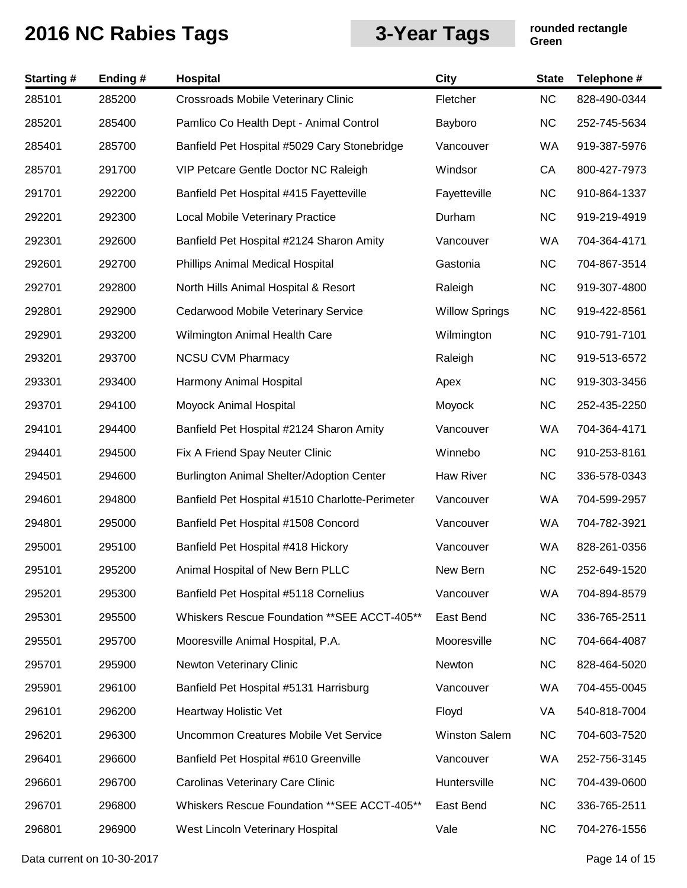# 2016 NC Rabies Tags

## 3-Year Tags

**rounded rectangle**
**Green**

| Starting # | Ending # | Hospital | City | State | Telephone # |
|---|---|---|---|---|---|
| 285101 | 285200 | Crossroads Mobile Veterinary Clinic | Fletcher | NC | 828-490-0344 |
| 285201 | 285400 | Pamlico Co Health Dept - Animal Control | Bayboro | NC | 252-745-5634 |
| 285401 | 285700 | Banfield Pet Hospital #5029 Cary Stonebridge | Vancouver | WA | 919-387-5976 |
| 285701 | 291700 | VIP Petcare Gentle Doctor NC Raleigh | Windsor | CA | 800-427-7973 |
| 291701 | 292200 | Banfield Pet Hospital #415 Fayetteville | Fayetteville | NC | 910-864-1337 |
| 292201 | 292300 | Local Mobile Veterinary Practice | Durham | NC | 919-219-4919 |
| 292301 | 292600 | Banfield Pet Hospital #2124 Sharon Amity | Vancouver | WA | 704-364-4171 |
| 292601 | 292700 | Phillips Animal Medical Hospital | Gastonia | NC | 704-867-3514 |
| 292701 | 292800 | North Hills Animal Hospital & Resort | Raleigh | NC | 919-307-4800 |
| 292801 | 292900 | Cedarwood Mobile Veterinary Service | Willow Springs | NC | 919-422-8561 |
| 292901 | 293200 | Wilmington Animal Health Care | Wilmington | NC | 910-791-7101 |
| 293201 | 293700 | NCSU CVM Pharmacy | Raleigh | NC | 919-513-6572 |
| 293301 | 293400 | Harmony Animal Hospital | Apex | NC | 919-303-3456 |
| 293701 | 294100 | Moyock Animal Hospital | Moyock | NC | 252-435-2250 |
| 294101 | 294400 | Banfield Pet Hospital #2124 Sharon Amity | Vancouver | WA | 704-364-4171 |
| 294401 | 294500 | Fix A Friend Spay Neuter Clinic | Winnebo | NC | 910-253-8161 |
| 294501 | 294600 | Burlington Animal Shelter/Adoption Center | Haw River | NC | 336-578-0343 |
| 294601 | 294800 | Banfield Pet Hospital #1510 Charlotte-Perimeter | Vancouver | WA | 704-599-2957 |
| 294801 | 295000 | Banfield Pet Hospital #1508 Concord | Vancouver | WA | 704-782-3921 |
| 295001 | 295100 | Banfield Pet Hospital #418 Hickory | Vancouver | WA | 828-261-0356 |
| 295101 | 295200 | Animal Hospital of New Bern PLLC | New Bern | NC | 252-649-1520 |
| 295201 | 295300 | Banfield Pet Hospital #5118 Cornelius | Vancouver | WA | 704-894-8579 |
| 295301 | 295500 | Whiskers Rescue Foundation **SEE ACCT-405** | East Bend | NC | 336-765-2511 |
| 295501 | 295700 | Mooresville Animal Hospital, P.A. | Mooresville | NC | 704-664-4087 |
| 295701 | 295900 | Newton Veterinary Clinic | Newton | NC | 828-464-5020 |
| 295901 | 296100 | Banfield Pet Hospital #5131 Harrisburg | Vancouver | WA | 704-455-0045 |
| 296101 | 296200 | Heartway Holistic Vet | Floyd | VA | 540-818-7004 |
| 296201 | 296300 | Uncommon Creatures Mobile Vet Service | Winston Salem | NC | 704-603-7520 |
| 296401 | 296600 | Banfield Pet Hospital #610 Greenville | Vancouver | WA | 252-756-3145 |
| 296601 | 296700 | Carolinas Veterinary Care Clinic | Huntersville | NC | 704-439-0600 |
| 296701 | 296800 | Whiskers Rescue Foundation **SEE ACCT-405** | East Bend | NC | 336-765-2511 |
| 296801 | 296900 | West Lincoln Veterinary Hospital | Vale | NC | 704-276-1556 |

Data current on 10-30-2017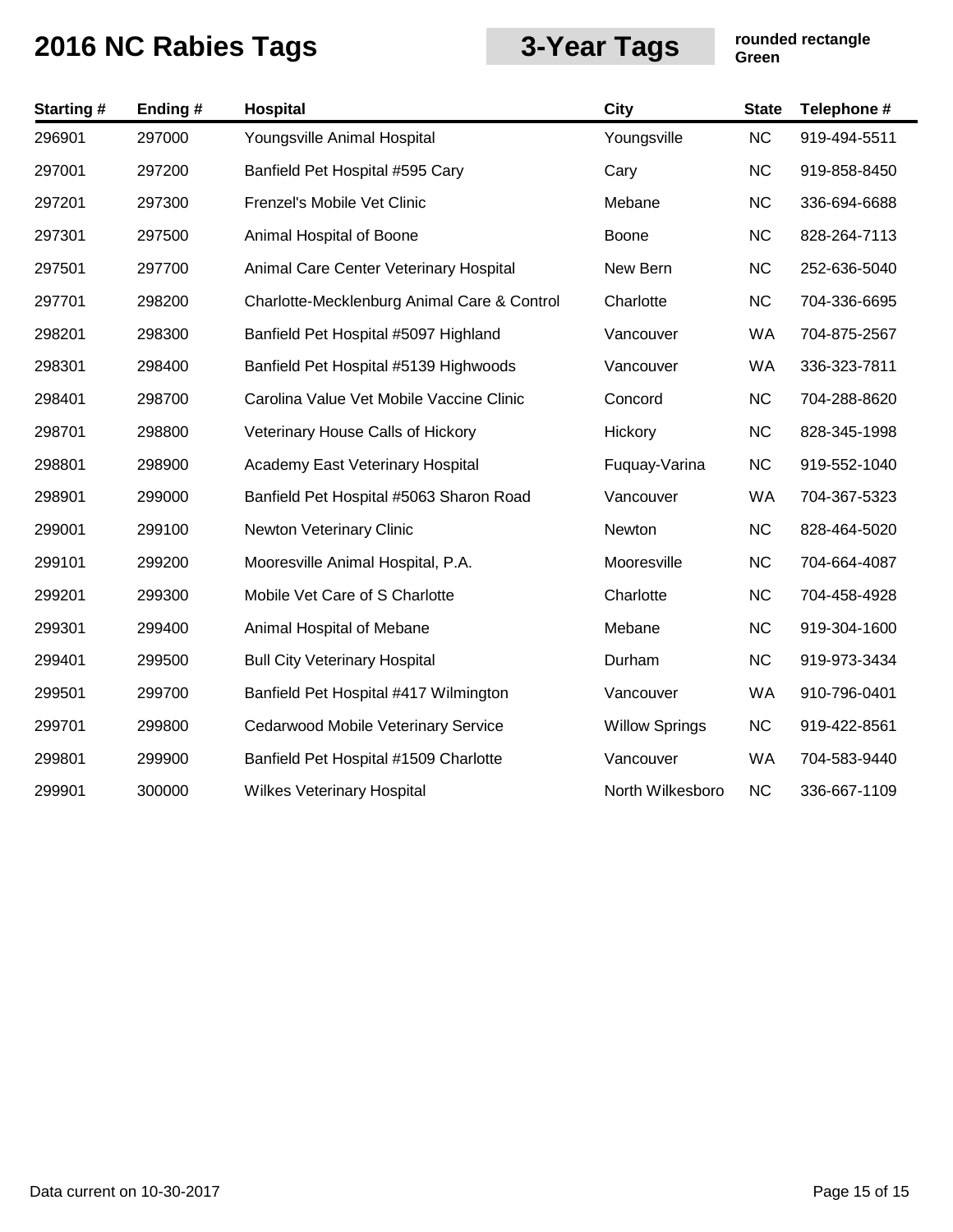# 2016 NC Rabies Tags

## 3-Year Tags

**rounded rectangle Green**

| Starting # | Ending # | Hospital | City | State | Telephone # |
|---|---|---|---|---|---|
| 296901 | 297000 | Youngsville Animal Hospital | Youngsville | NC | 919-494-5511 |
| 297001 | 297200 | Banfield Pet Hospital #595 Cary | Cary | NC | 919-858-8450 |
| 297201 | 297300 | Frenzel's Mobile Vet Clinic | Mebane | NC | 336-694-6688 |
| 297301 | 297500 | Animal Hospital of Boone | Boone | NC | 828-264-7113 |
| 297501 | 297700 | Animal Care Center Veterinary Hospital | New Bern | NC | 252-636-5040 |
| 297701 | 298200 | Charlotte-Mecklenburg Animal Care & Control | Charlotte | NC | 704-336-6695 |
| 298201 | 298300 | Banfield Pet Hospital #5097 Highland | Vancouver | WA | 704-875-2567 |
| 298301 | 298400 | Banfield Pet Hospital #5139 Highwoods | Vancouver | WA | 336-323-7811 |
| 298401 | 298700 | Carolina Value Vet Mobile Vaccine Clinic | Concord | NC | 704-288-8620 |
| 298701 | 298800 | Veterinary House Calls of Hickory | Hickory | NC | 828-345-1998 |
| 298801 | 298900 | Academy East Veterinary Hospital | Fuquay-Varina | NC | 919-552-1040 |
| 298901 | 299000 | Banfield Pet Hospital #5063 Sharon Road | Vancouver | WA | 704-367-5323 |
| 299001 | 299100 | Newton Veterinary Clinic | Newton | NC | 828-464-5020 |
| 299101 | 299200 | Mooresville Animal Hospital, P.A. | Mooresville | NC | 704-664-4087 |
| 299201 | 299300 | Mobile Vet Care of S Charlotte | Charlotte | NC | 704-458-4928 |
| 299301 | 299400 | Animal Hospital of Mebane | Mebane | NC | 919-304-1600 |
| 299401 | 299500 | Bull City Veterinary Hospital | Durham | NC | 919-973-3434 |
| 299501 | 299700 | Banfield Pet Hospital #417 Wilmington | Vancouver | WA | 910-796-0401 |
| 299701 | 299800 | Cedarwood Mobile Veterinary Service | Willow Springs | NC | 919-422-8561 |
| 299801 | 299900 | Banfield Pet Hospital #1509 Charlotte | Vancouver | WA | 704-583-9440 |
| 299901 | 300000 | Wilkes Veterinary Hospital | North Wilkesboro | NC | 336-667-1109 |

Data current on 10-30-2017